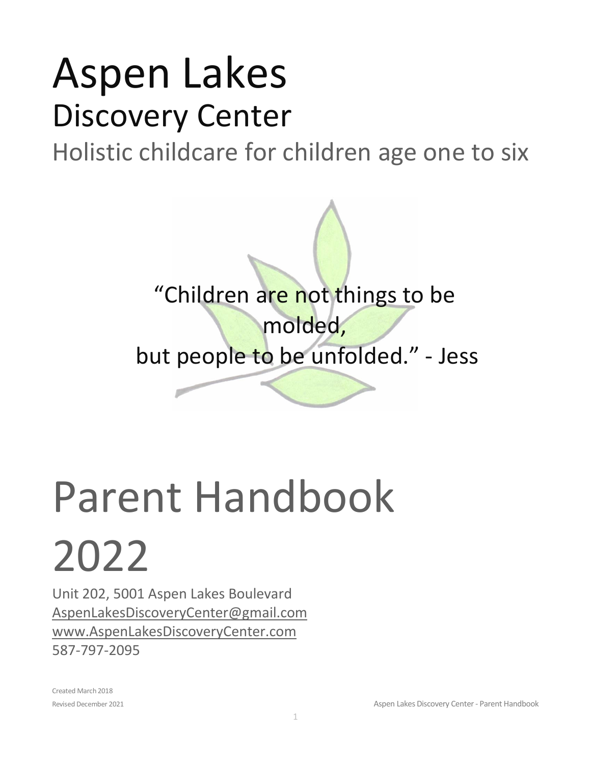# Aspen Lakes

## Discovery Center

Holistic childcare for children age one to six

"Children are not things to be molded,
but people to be unfolded." - Jess

# Parent Handbook 2022

Unit 202, 5001 Aspen Lakes Boulevard
AspenLakesDiscoveryCenter@gmail.com
www.AspenLakesDiscoveryCenter.com
587-797-2095

Created March 2018
Revised December 2021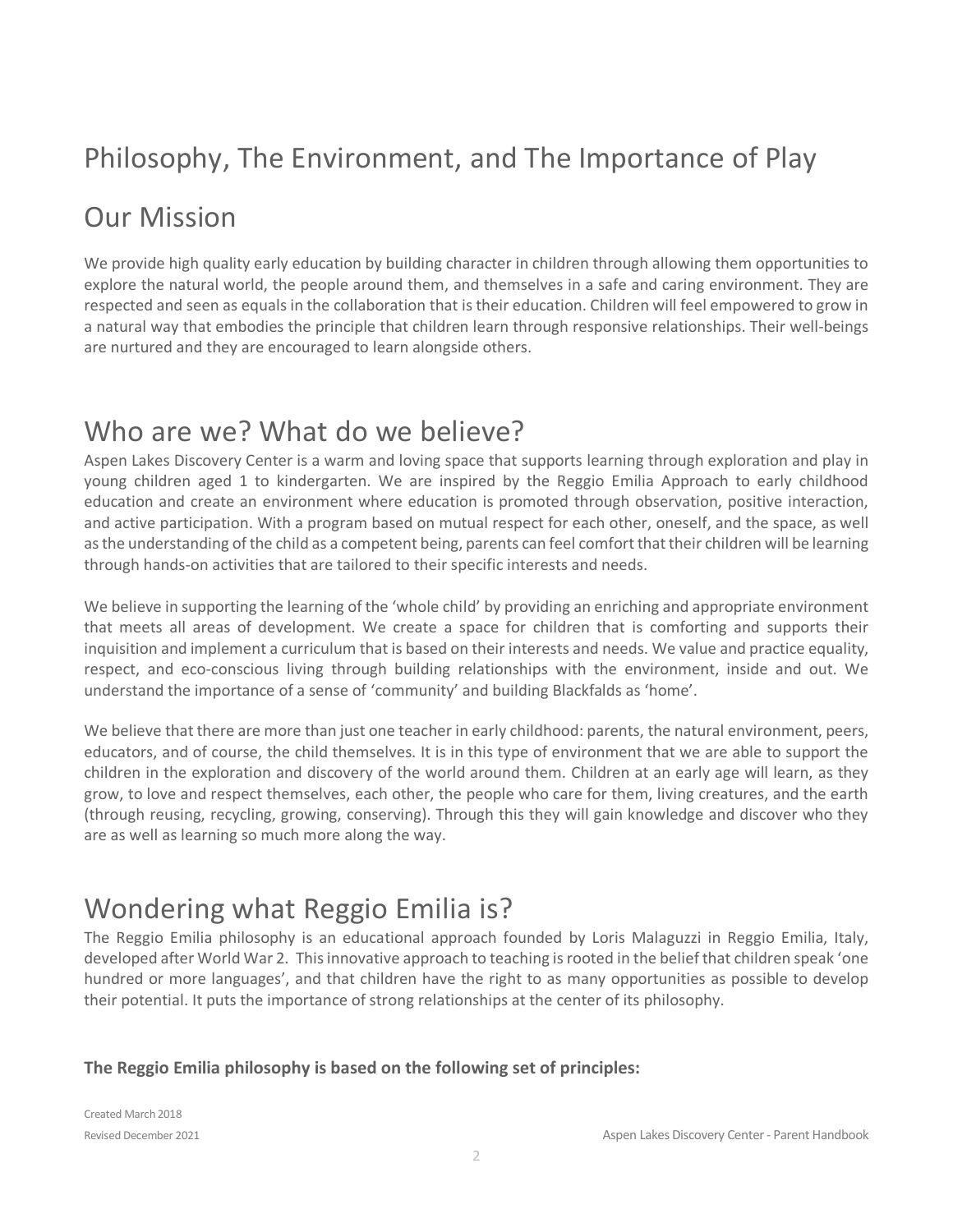# Philosophy, The Environment, and The Importance of Play

## Our Mission

We provide high quality early education by building character in children through allowing them opportunities to explore the natural world, the people around them, and themselves in a safe and caring environment. They are respected and seen as equals in the collaboration that is their education. Children will feel empowered to grow in a natural way that embodies the principle that children learn through responsive relationships. Their well-beings are nurtured and they are encouraged to learn alongside others.

## Who are we? What do we believe?

Aspen Lakes Discovery Center is a warm and loving space that supports learning through exploration and play in young children aged 1 to kindergarten. We are inspired by the Reggio Emilia Approach to early childhood education and create an environment where education is promoted through observation, positive interaction, and active participation. With a program based on mutual respect for each other, oneself, and the space, as well as the understanding of the child as a competent being, parents can feel comfort that their children will be learning through hands-on activities that are tailored to their specific interests and needs.

We believe in supporting the learning of the 'whole child' by providing an enriching and appropriate environment that meets all areas of development. We create a space for children that is comforting and supports their inquisition and implement a curriculum that is based on their interests and needs. We value and practice equality, respect, and eco-conscious living through building relationships with the environment, inside and out. We understand the importance of a sense of 'community' and building Blackfalds as 'home'.

We believe that there are more than just one teacher in early childhood: parents, the natural environment, peers, educators, and of course, the child themselves. It is in this type of environment that we are able to support the children in the exploration and discovery of the world around them. Children at an early age will learn, as they grow, to love and respect themselves, each other, the people who care for them, living creatures, and the earth (through reusing, recycling, growing, conserving). Through this they will gain knowledge and discover who they are as well as learning so much more along the way.

## Wondering what Reggio Emilia is?

The Reggio Emilia philosophy is an educational approach founded by Loris Malaguzzi in Reggio Emilia, Italy, developed after World War 2. This innovative approach to teaching is rooted in the belief that children speak 'one hundred or more languages', and that children have the right to as many opportunities as possible to develop their potential. It puts the importance of strong relationships at the center of its philosophy.

**The Reggio Emilia philosophy is based on the following set of principles:**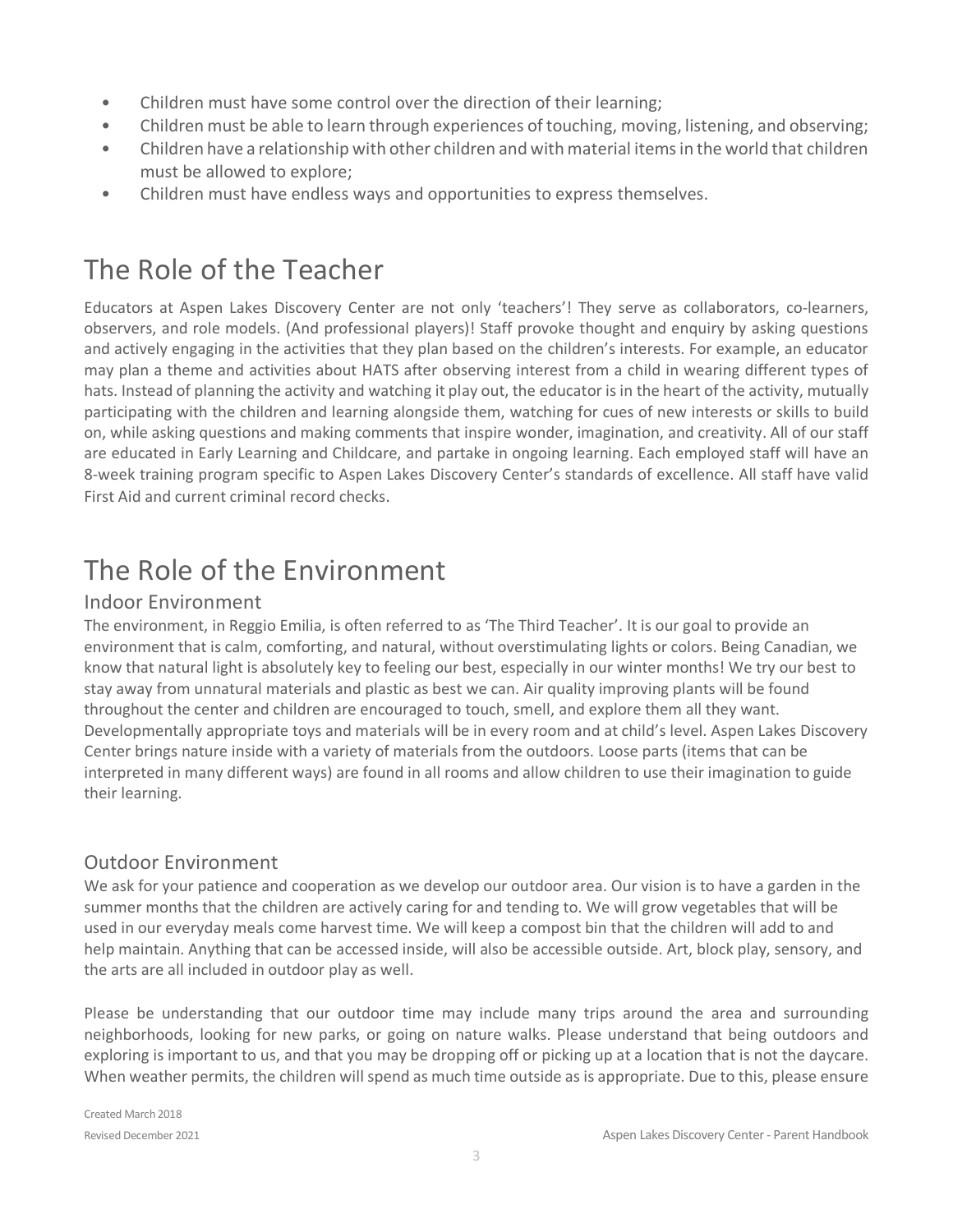- Children must have some control over the direction of their learning;
- Children must be able to learn through experiences of touching, moving, listening, and observing;
- Children have a relationship with other children and with material items in the world that children must be allowed to explore;
- Children must have endless ways and opportunities to express themselves.

# The Role of the Teacher

Educators at Aspen Lakes Discovery Center are not only 'teachers'! They serve as collaborators, co-learners, observers, and role models. (And professional players)! Staff provoke thought and enquiry by asking questions and actively engaging in the activities that they plan based on the children's interests. For example, an educator may plan a theme and activities about HATS after observing interest from a child in wearing different types of hats. Instead of planning the activity and watching it play out, the educator is in the heart of the activity, mutually participating with the children and learning alongside them, watching for cues of new interests or skills to build on, while asking questions and making comments that inspire wonder, imagination, and creativity. All of our staff are educated in Early Learning and Childcare, and partake in ongoing learning. Each employed staff will have an 8-week training program specific to Aspen Lakes Discovery Center's standards of excellence. All staff have valid First Aid and current criminal record checks.

# The Role of the Environment

## Indoor Environment

The environment, in Reggio Emilia, is often referred to as 'The Third Teacher'. It is our goal to provide an environment that is calm, comforting, and natural, without overstimulating lights or colors. Being Canadian, we know that natural light is absolutely key to feeling our best, especially in our winter months! We try our best to stay away from unnatural materials and plastic as best we can. Air quality improving plants will be found throughout the center and children are encouraged to touch, smell, and explore them all they want. Developmentally appropriate toys and materials will be in every room and at child's level. Aspen Lakes Discovery Center brings nature inside with a variety of materials from the outdoors. Loose parts (items that can be interpreted in many different ways) are found in all rooms and allow children to use their imagination to guide their learning.

## Outdoor Environment

We ask for your patience and cooperation as we develop our outdoor area. Our vision is to have a garden in the summer months that the children are actively caring for and tending to. We will grow vegetables that will be used in our everyday meals come harvest time. We will keep a compost bin that the children will add to and help maintain. Anything that can be accessed inside, will also be accessible outside. Art, block play, sensory, and the arts are all included in outdoor play as well.

Please be understanding that our outdoor time may include many trips around the area and surrounding neighborhoods, looking for new parks, or going on nature walks. Please understand that being outdoors and exploring is important to us, and that you may be dropping off or picking up at a location that is not the daycare. When weather permits, the children will spend as much time outside as is appropriate. Due to this, please ensure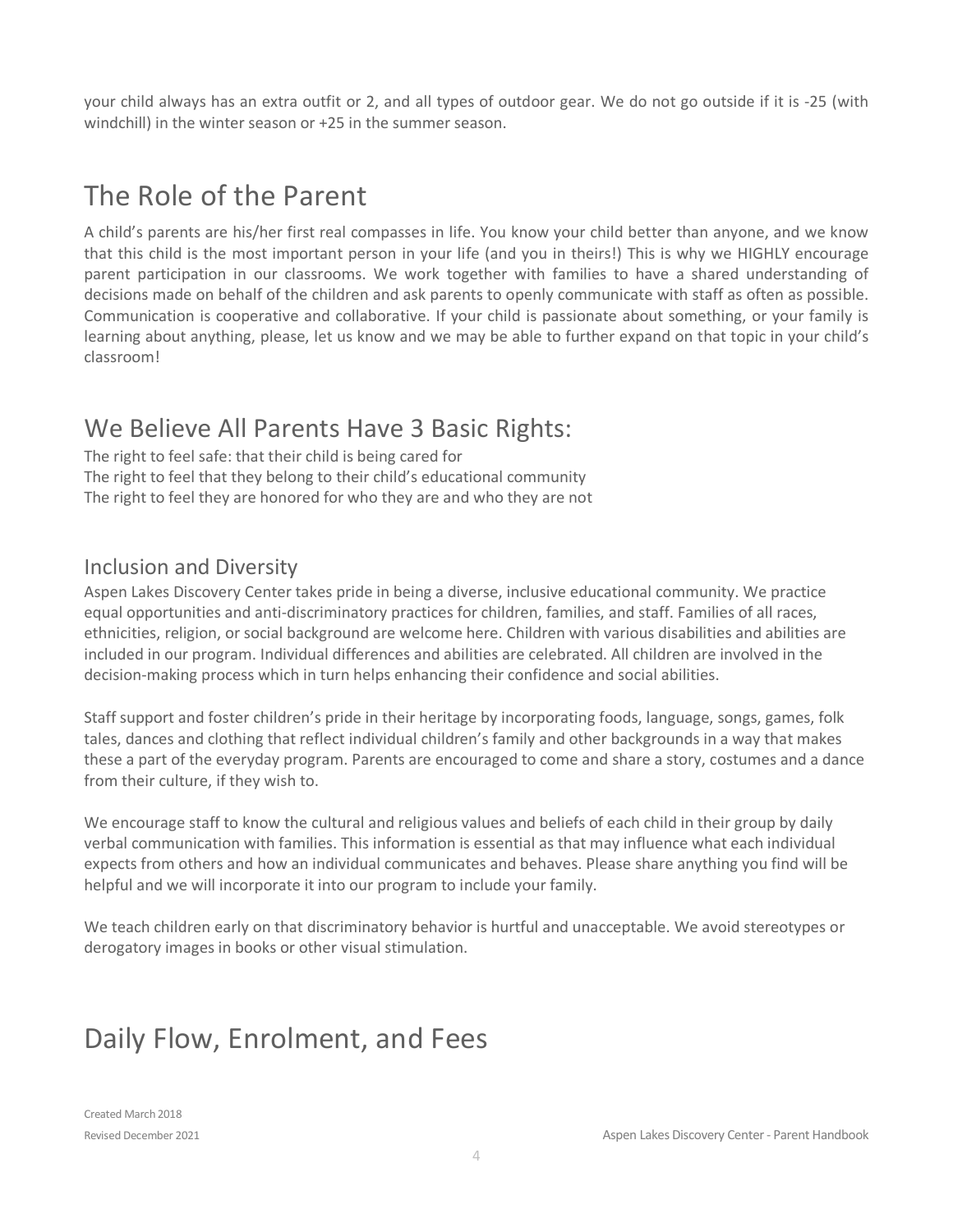your child always has an extra outfit or 2, and all types of outdoor gear. We do not go outside if it is -25 (with windchill) in the winter season or +25 in the summer season.

# The Role of the Parent

A child's parents are his/her first real compasses in life. You know your child better than anyone, and we know that this child is the most important person in your life (and you in theirs!) This is why we HIGHLY encourage parent participation in our classrooms. We work together with families to have a shared understanding of decisions made on behalf of the children and ask parents to openly communicate with staff as often as possible. Communication is cooperative and collaborative. If your child is passionate about something, or your family is learning about anything, please, let us know and we may be able to further expand on that topic in your child's classroom!

## We Believe All Parents Have 3 Basic Rights:

The right to feel safe: that their child is being cared for
The right to feel that they belong to their child's educational community
The right to feel they are honored for who they are and who they are not

### Inclusion and Diversity

Aspen Lakes Discovery Center takes pride in being a diverse, inclusive educational community. We practice equal opportunities and anti-discriminatory practices for children, families, and staff. Families of all races, ethnicities, religion, or social background are welcome here. Children with various disabilities and abilities are included in our program. Individual differences and abilities are celebrated. All children are involved in the decision-making process which in turn helps enhancing their confidence and social abilities.

Staff support and foster children's pride in their heritage by incorporating foods, language, songs, games, folk tales, dances and clothing that reflect individual children's family and other backgrounds in a way that makes these a part of the everyday program. Parents are encouraged to come and share a story, costumes and a dance from their culture, if they wish to.

We encourage staff to know the cultural and religious values and beliefs of each child in their group by daily verbal communication with families. This information is essential as that may influence what each individual expects from others and how an individual communicates and behaves. Please share anything you find will be helpful and we will incorporate it into our program to include your family.

We teach children early on that discriminatory behavior is hurtful and unacceptable. We avoid stereotypes or derogatory images in books or other visual stimulation.

# Daily Flow, Enrolment, and Fees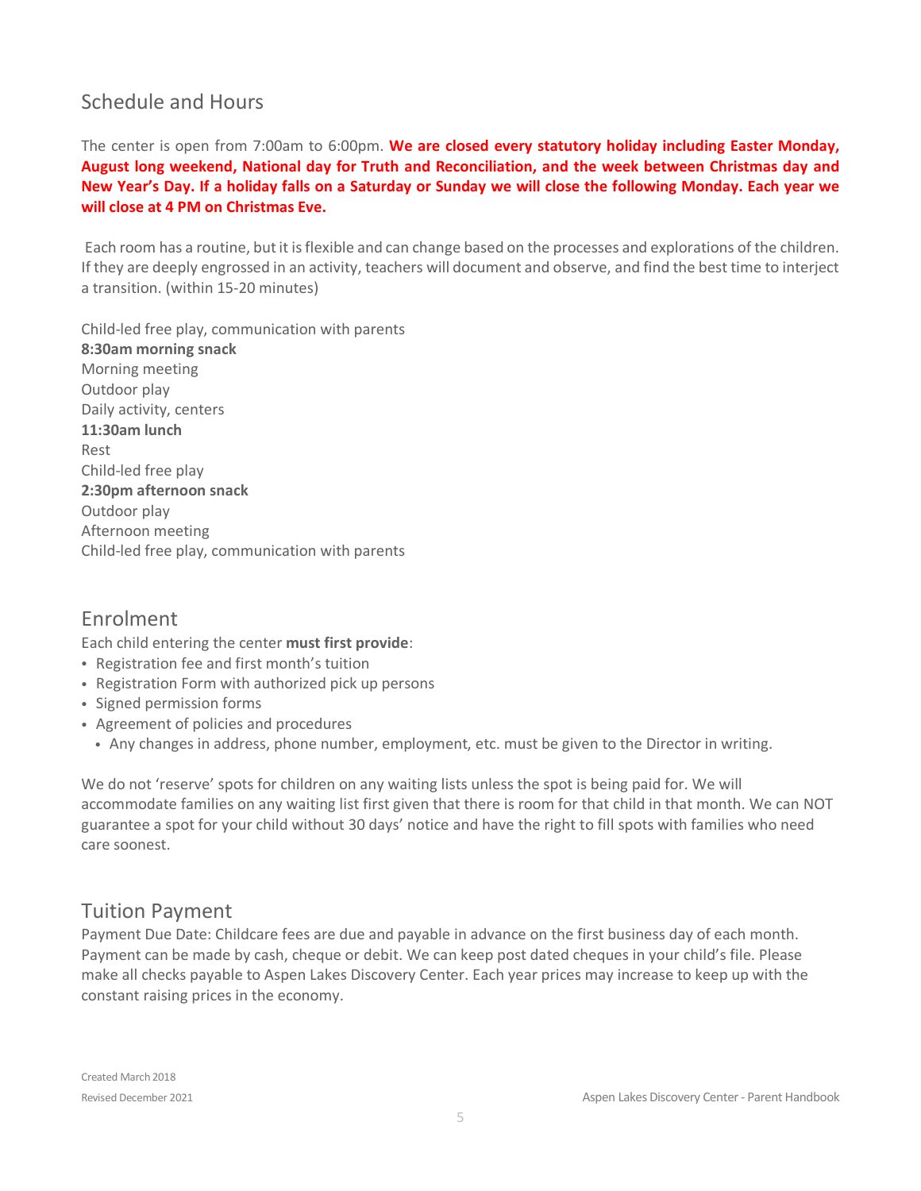## Schedule and Hours

The center is open from 7:00am to 6:00pm. **We are closed every statutory holiday including Easter Monday, August long weekend, National day for Truth and Reconciliation, and the week between Christmas day and New Year's Day. If a holiday falls on a Saturday or Sunday we will close the following Monday. Each year we will close at 4 PM on Christmas Eve.**

Each room has a routine, but it is flexible and can change based on the processes and explorations of the children. If they are deeply engrossed in an activity, teachers will document and observe, and find the best time to interject a transition. (within 15-20 minutes)

Child-led free play, communication with parents
**8:30am morning snack**
Morning meeting
Outdoor play
Daily activity, centers
**11:30am lunch**
Rest
Child-led free play
**2:30pm afternoon snack**
Outdoor play
Afternoon meeting
Child-led free play, communication with parents

## Enrolment

Each child entering the center **must first provide**:

- Registration fee and first month's tuition
- Registration Form with authorized pick up persons
- Signed permission forms
- Agreement of policies and procedures
  - Any changes in address, phone number, employment, etc. must be given to the Director in writing.

We do not 'reserve' spots for children on any waiting lists unless the spot is being paid for. We will accommodate families on any waiting list first given that there is room for that child in that month. We can NOT guarantee a spot for your child without 30 days' notice and have the right to fill spots with families who need care soonest.

## Tuition Payment

Payment Due Date: Childcare fees are due and payable in advance on the first business day of each month. Payment can be made by cash, cheque or debit. We can keep post dated cheques in your child's file. Please make all checks payable to Aspen Lakes Discovery Center. Each year prices may increase to keep up with the constant raising prices in the economy.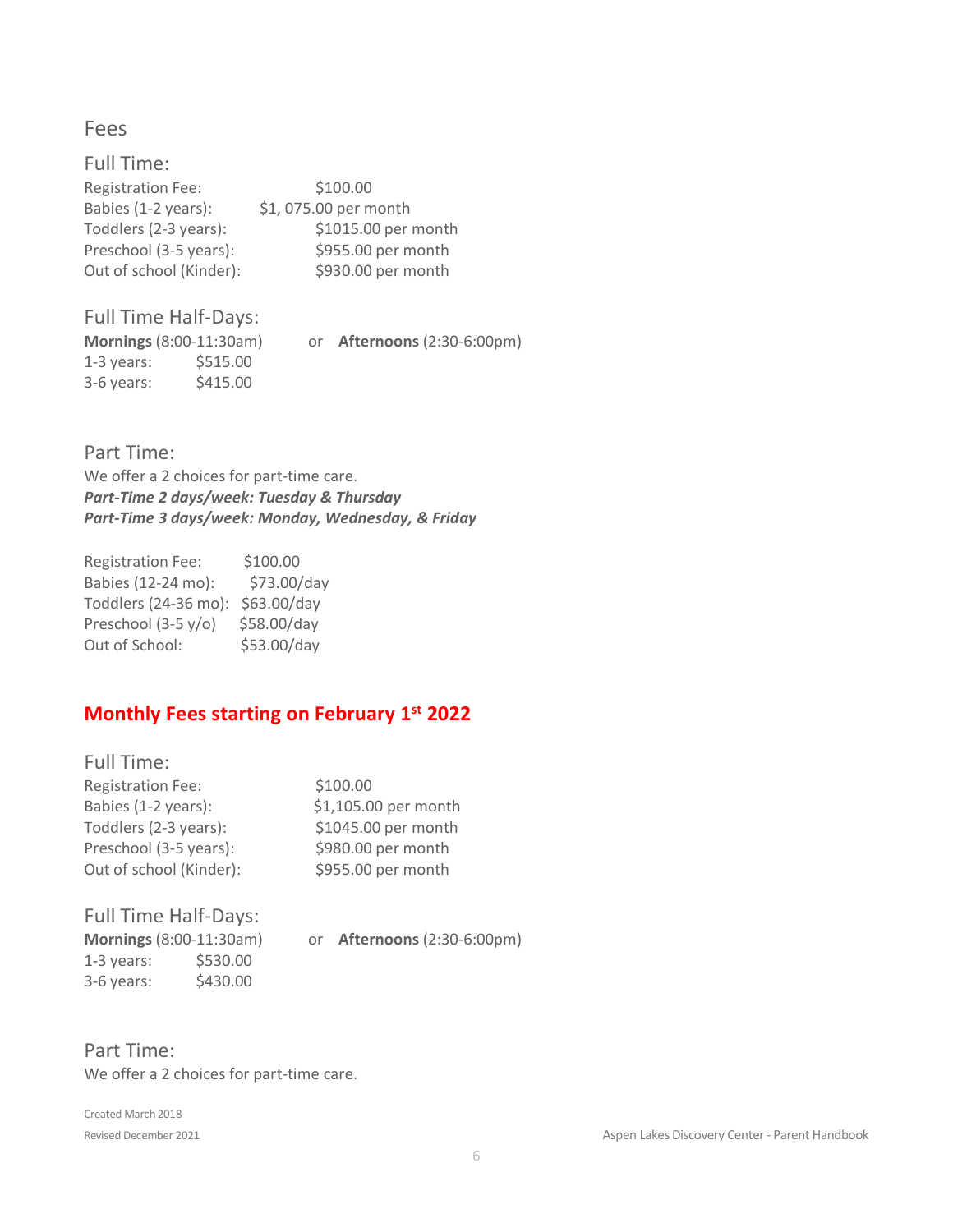## Fees

### Full Time:

| | |
|---|---|
| Registration Fee: | $100.00 |
| Babies (1-2 years): | $1, 075.00 per month |
| Toddlers (2-3 years): | $1015.00 per month |
| Preschool (3-5 years): | $955.00 per month |
| Out of school (Kinder): | $930.00 per month |

### Full Time Half-Days:

**Mornings** (8:00-11:30am) or **Afternoons** (2:30-6:00pm)

| | |
|---|---|
| 1-3 years: | $515.00 |
| 3-6 years: | $415.00 |

### Part Time:

We offer a 2 choices for part-time care.

***Part-Time 2 days/week: Tuesday & Thursday***
***Part-Time 3 days/week: Monday, Wednesday, & Friday***

| | |
|---|---|
| Registration Fee: | $100.00 |
| Babies (12-24 mo): | $73.00/day |
| Toddlers (24-36 mo): | $63.00/day |
| Preschool (3-5 y/o) | $58.00/day |
| Out of School: | $53.00/day |

## **Monthly Fees starting on February 1st 2022**

### Full Time:

| | |
|---|---|
| Registration Fee: | $100.00 |
| Babies (1-2 years): | $1,105.00 per month |
| Toddlers (2-3 years): | $1045.00 per month |
| Preschool (3-5 years): | $980.00 per month |
| Out of school (Kinder): | $955.00 per month |

### Full Time Half-Days:

**Mornings** (8:00-11:30am) or **Afternoons** (2:30-6:00pm)

| | |
|---|---|
| 1-3 years: | $530.00 |
| 3-6 years: | $430.00 |

### Part Time:

We offer a 2 choices for part-time care.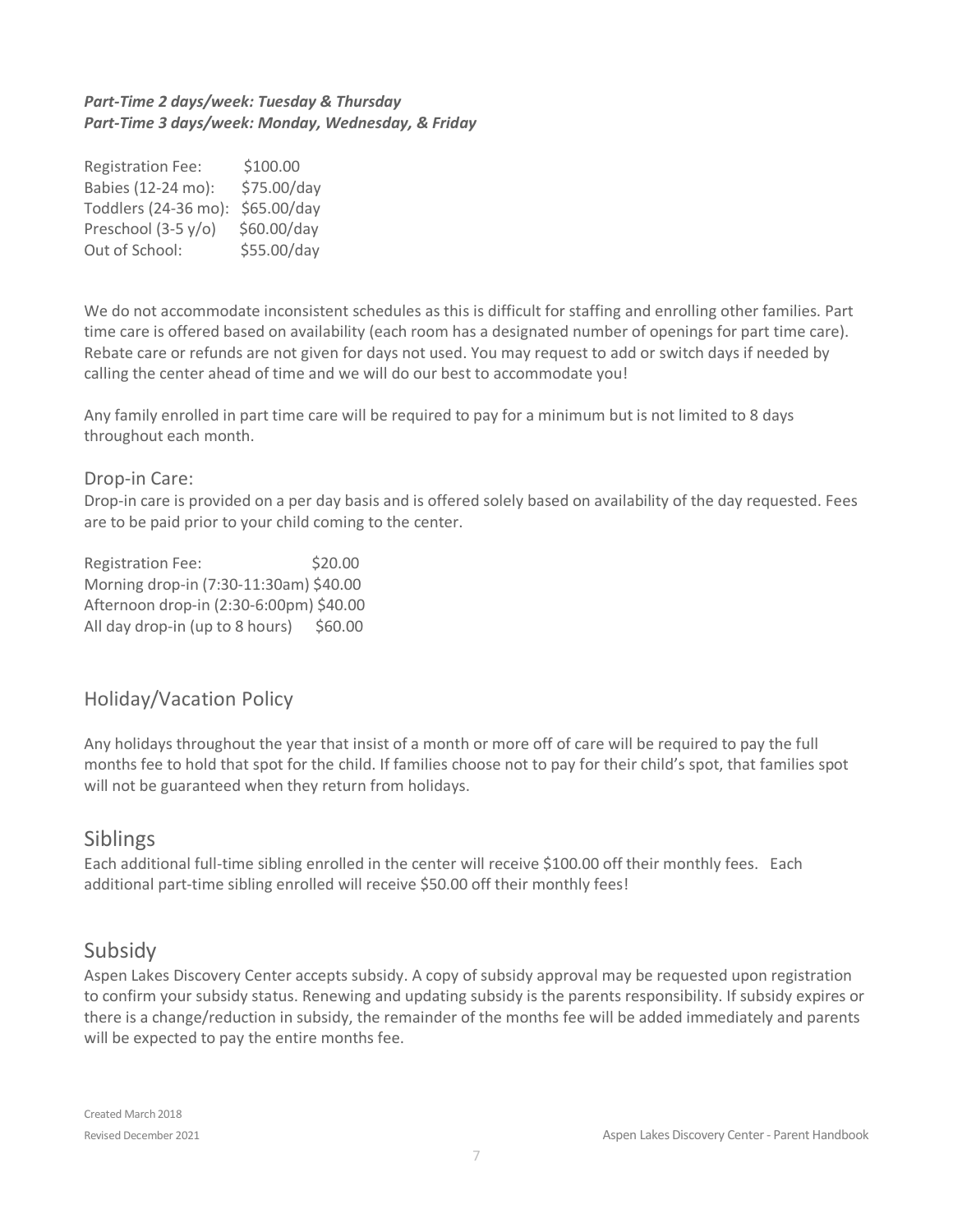***Part-Time 2 days/week: Tuesday & Thursday***
***Part-Time 3 days/week: Monday, Wednesday, & Friday***

Registration Fee: $100.00
Babies (12-24 mo): $75.00/day
Toddlers (24-36 mo): $65.00/day
Preschool (3-5 y/o) $60.00/day
Out of School: $55.00/day

We do not accommodate inconsistent schedules as this is difficult for staffing and enrolling other families. Part time care is offered based on availability (each room has a designated number of openings for part time care). Rebate care or refunds are not given for days not used. You may request to add or switch days if needed by calling the center ahead of time and we will do our best to accommodate you!

Any family enrolled in part time care will be required to pay for a minimum but is not limited to 8 days throughout each month.

### Drop-in Care:

Drop-in care is provided on a per day basis and is offered solely based on availability of the day requested. Fees are to be paid prior to your child coming to the center.

Registration Fee: $20.00
Morning drop-in (7:30-11:30am) $40.00
Afternoon drop-in (2:30-6:00pm) $40.00
All day drop-in (up to 8 hours) $60.00

## Holiday/Vacation Policy

Any holidays throughout the year that insist of a month or more off of care will be required to pay the full months fee to hold that spot for the child. If families choose not to pay for their child's spot, that families spot will not be guaranteed when they return from holidays.

## Siblings

Each additional full-time sibling enrolled in the center will receive $100.00 off their monthly fees. Each additional part-time sibling enrolled will receive $50.00 off their monthly fees!

## Subsidy

Aspen Lakes Discovery Center accepts subsidy. A copy of subsidy approval may be requested upon registration to confirm your subsidy status. Renewing and updating subsidy is the parents responsibility. If subsidy expires or there is a change/reduction in subsidy, the remainder of the months fee will be added immediately and parents will be expected to pay the entire months fee.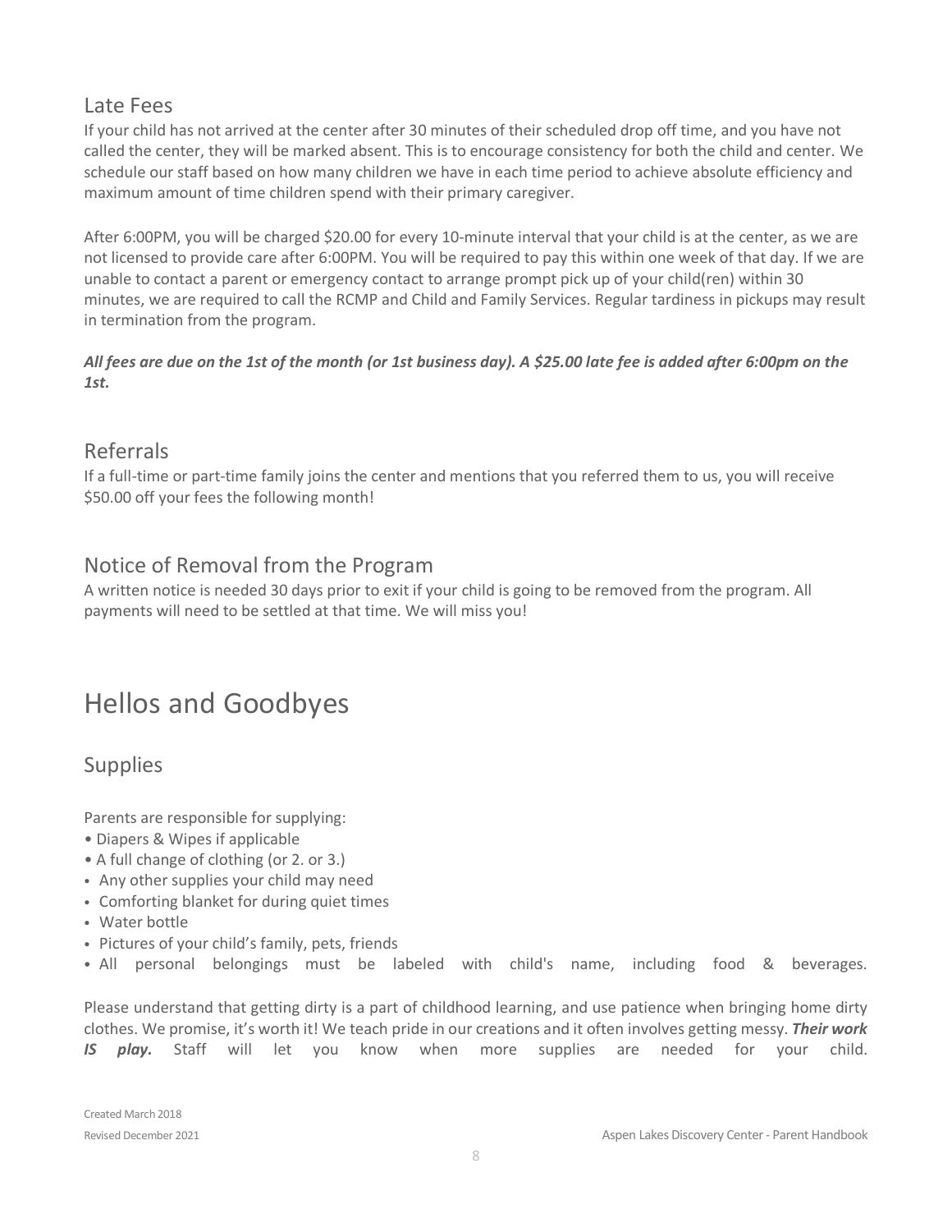## Late Fees

If your child has not arrived at the center after 30 minutes of their scheduled drop off time, and you have not called the center, they will be marked absent. This is to encourage consistency for both the child and center. We schedule our staff based on how many children we have in each time period to achieve absolute efficiency and maximum amount of time children spend with their primary caregiver.

After 6:00PM, you will be charged $20.00 for every 10-minute interval that your child is at the center, as we are not licensed to provide care after 6:00PM. You will be required to pay this within one week of that day. If we are unable to contact a parent or emergency contact to arrange prompt pick up of your child(ren) within 30 minutes, we are required to call the RCMP and Child and Family Services. Regular tardiness in pickups may result in termination from the program.

***All fees are due on the 1st of the month (or 1st business day). A $25.00 late fee is added after 6:00pm on the 1st.***

## Referrals

If a full-time or part-time family joins the center and mentions that you referred them to us, you will receive $50.00 off your fees the following month!

## Notice of Removal from the Program

A written notice is needed 30 days prior to exit if your child is going to be removed from the program. All payments will need to be settled at that time. We will miss you!

# Hellos and Goodbyes

## Supplies

Parents are responsible for supplying:

- Diapers & Wipes if applicable
- A full change of clothing (or 2. or 3.)
- Any other supplies your child may need
- Comforting blanket for during quiet times
- Water bottle
- Pictures of your child's family, pets, friends
- All personal belongings must be labeled with child's name, including food & beverages.

Please understand that getting dirty is a part of childhood learning, and use patience when bringing home dirty clothes. We promise, it's worth it! We teach pride in our creations and it often involves getting messy. ***Their work IS play.*** Staff will let you know when more supplies are needed for your child.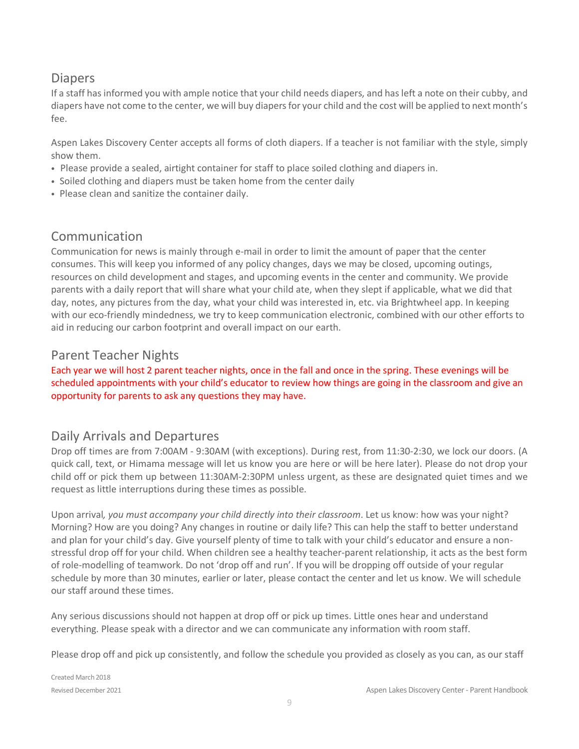## Diapers

If a staff has informed you with ample notice that your child needs diapers, and has left a note on their cubby, and diapers have not come to the center, we will buy diapers for your child and the cost will be applied to next month's fee.

Aspen Lakes Discovery Center accepts all forms of cloth diapers. If a teacher is not familiar with the style, simply show them.

- Please provide a sealed, airtight container for staff to place soiled clothing and diapers in.
- Soiled clothing and diapers must be taken home from the center daily
- Please clean and sanitize the container daily.

## Communication

Communication for news is mainly through e-mail in order to limit the amount of paper that the center consumes. This will keep you informed of any policy changes, days we may be closed, upcoming outings, resources on child development and stages, and upcoming events in the center and community. We provide parents with a daily report that will share what your child ate, when they slept if applicable, what we did that day, notes, any pictures from the day, what your child was interested in, etc. via Brightwheel app. In keeping with our eco-friendly mindedness, we try to keep communication electronic, combined with our other efforts to aid in reducing our carbon footprint and overall impact on our earth.

## Parent Teacher Nights

Each year we will host 2 parent teacher nights, once in the fall and once in the spring. These evenings will be scheduled appointments with your child's educator to review how things are going in the classroom and give an opportunity for parents to ask any questions they may have.

## Daily Arrivals and Departures

Drop off times are from 7:00AM - 9:30AM (with exceptions). During rest, from 11:30-2:30, we lock our doors. (A quick call, text, or Himama message will let us know you are here or will be here later). Please do not drop your child off or pick them up between 11:30AM-2:30PM unless urgent, as these are designated quiet times and we request as little interruptions during these times as possible.

Upon arrival*, you must accompany your child directly into their classroom*. Let us know: how was your night? Morning? How are you doing? Any changes in routine or daily life? This can help the staff to better understand and plan for your child's day. Give yourself plenty of time to talk with your child's educator and ensure a non-stressful drop off for your child. When children see a healthy teacher-parent relationship, it acts as the best form of role-modelling of teamwork. Do not 'drop off and run'. If you will be dropping off outside of your regular schedule by more than 30 minutes, earlier or later, please contact the center and let us know. We will schedule our staff around these times.

Any serious discussions should not happen at drop off or pick up times. Little ones hear and understand everything. Please speak with a director and we can communicate any information with room staff.

Please drop off and pick up consistently, and follow the schedule you provided as closely as you can, as our staff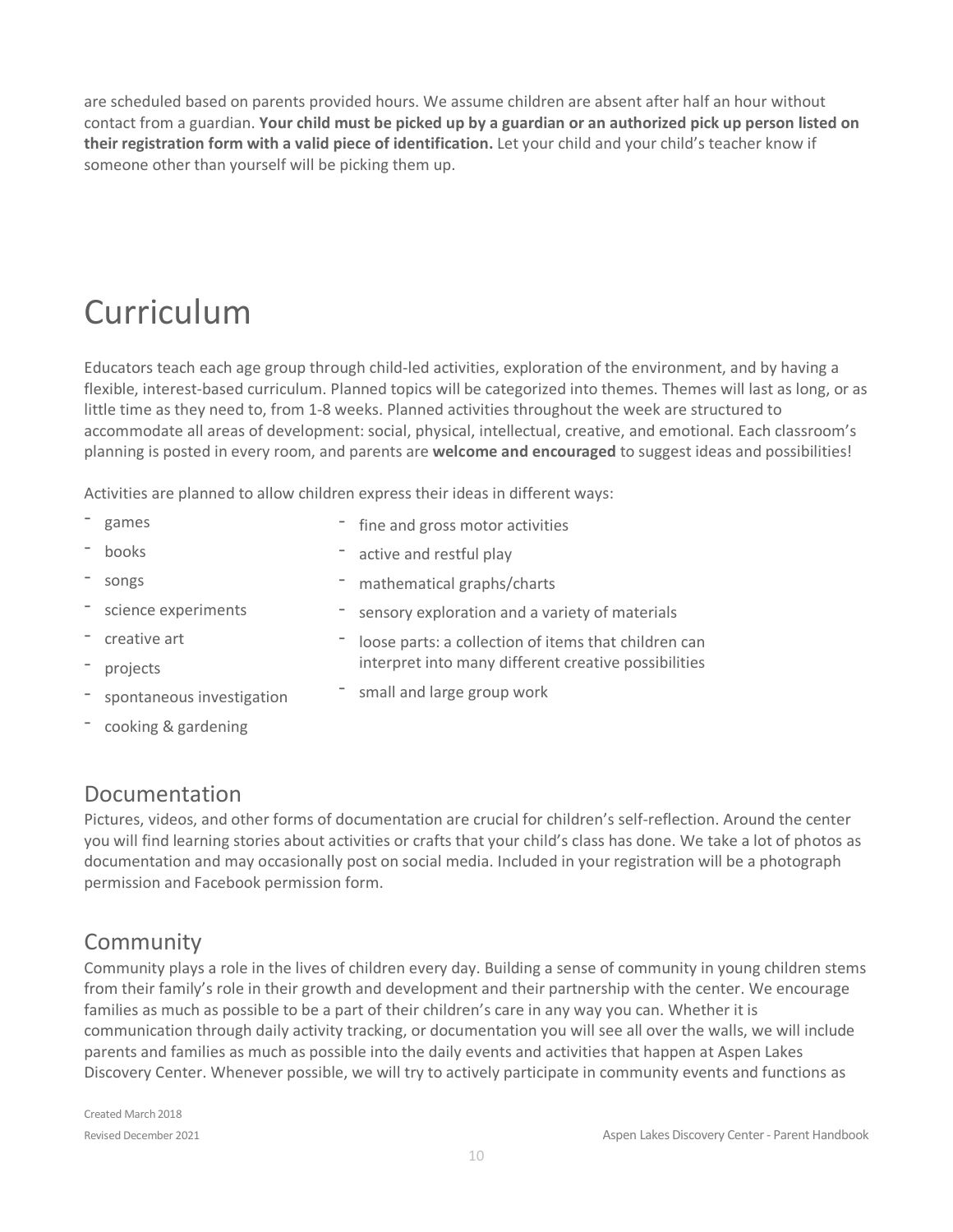are scheduled based on parents provided hours. We assume children are absent after half an hour without contact from a guardian. **Your child must be picked up by a guardian or an authorized pick up person listed on their registration form with a valid piece of identification.** Let your child and your child's teacher know if someone other than yourself will be picking them up.

# Curriculum

Educators teach each age group through child-led activities, exploration of the environment, and by having a flexible, interest-based curriculum. Planned topics will be categorized into themes. Themes will last as long, or as little time as they need to, from 1-8 weeks. Planned activities throughout the week are structured to accommodate all areas of development: social, physical, intellectual, creative, and emotional. Each classroom's planning is posted in every room, and parents are **welcome and encouraged** to suggest ideas and possibilities!

Activities are planned to allow children express their ideas in different ways:

- games
- books
- songs
- science experiments
- creative art
- projects
- spontaneous investigation
- cooking & gardening
- fine and gross motor activities
- active and restful play
- mathematical graphs/charts
- sensory exploration and a variety of materials
- loose parts: a collection of items that children can interpret into many different creative possibilities
- small and large group work

## Documentation

Pictures, videos, and other forms of documentation are crucial for children's self-reflection. Around the center you will find learning stories about activities or crafts that your child's class has done. We take a lot of photos as documentation and may occasionally post on social media. Included in your registration will be a photograph permission and Facebook permission form.

## Community

Community plays a role in the lives of children every day. Building a sense of community in young children stems from their family's role in their growth and development and their partnership with the center. We encourage families as much as possible to be a part of their children's care in any way you can. Whether it is communication through daily activity tracking, or documentation you will see all over the walls, we will include parents and families as much as possible into the daily events and activities that happen at Aspen Lakes Discovery Center. Whenever possible, we will try to actively participate in community events and functions as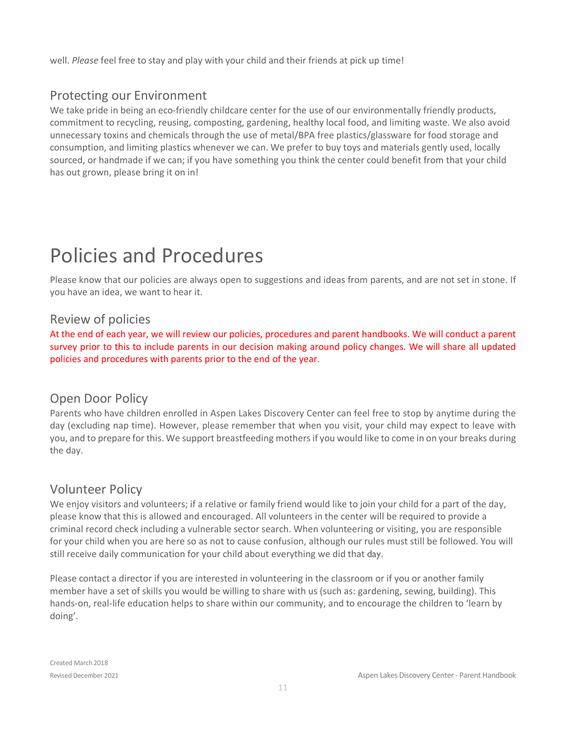well. *Please* feel free to stay and play with your child and their friends at pick up time!

## Protecting our Environment

We take pride in being an eco-friendly childcare center for the use of our environmentally friendly products, commitment to recycling, reusing, composting, gardening, healthy local food, and limiting waste. We also avoid unnecessary toxins and chemicals through the use of metal/BPA free plastics/glassware for food storage and consumption, and limiting plastics whenever we can. We prefer to buy toys and materials gently used, locally sourced, or handmade if we can; if you have something you think the center could benefit from that your child has out grown, please bring it on in!

# Policies and Procedures

Please know that our policies are always open to suggestions and ideas from parents, and are not set in stone. If you have an idea, we want to hear it.

## Review of policies

At the end of each year, we will review our policies, procedures and parent handbooks. We will conduct a parent survey prior to this to include parents in our decision making around policy changes. We will share all updated policies and procedures with parents prior to the end of the year.

## Open Door Policy

Parents who have children enrolled in Aspen Lakes Discovery Center can feel free to stop by anytime during the day (excluding nap time). However, please remember that when you visit, your child may expect to leave with you, and to prepare for this. We support breastfeeding mothers if you would like to come in on your breaks during the day.

## Volunteer Policy

We enjoy visitors and volunteers; if a relative or family friend would like to join your child for a part of the day, please know that this is allowed and encouraged. All volunteers in the center will be required to provide a criminal record check including a vulnerable sector search. When volunteering or visiting, you are responsible for your child when you are here so as not to cause confusion, although our rules must still be followed. You will still receive daily communication for your child about everything we did that day.

Please contact a director if you are interested in volunteering in the classroom or if you or another family member have a set of skills you would be willing to share with us (such as: gardening, sewing, building). This hands-on, real-life education helps to share within our community, and to encourage the children to 'learn by doing'.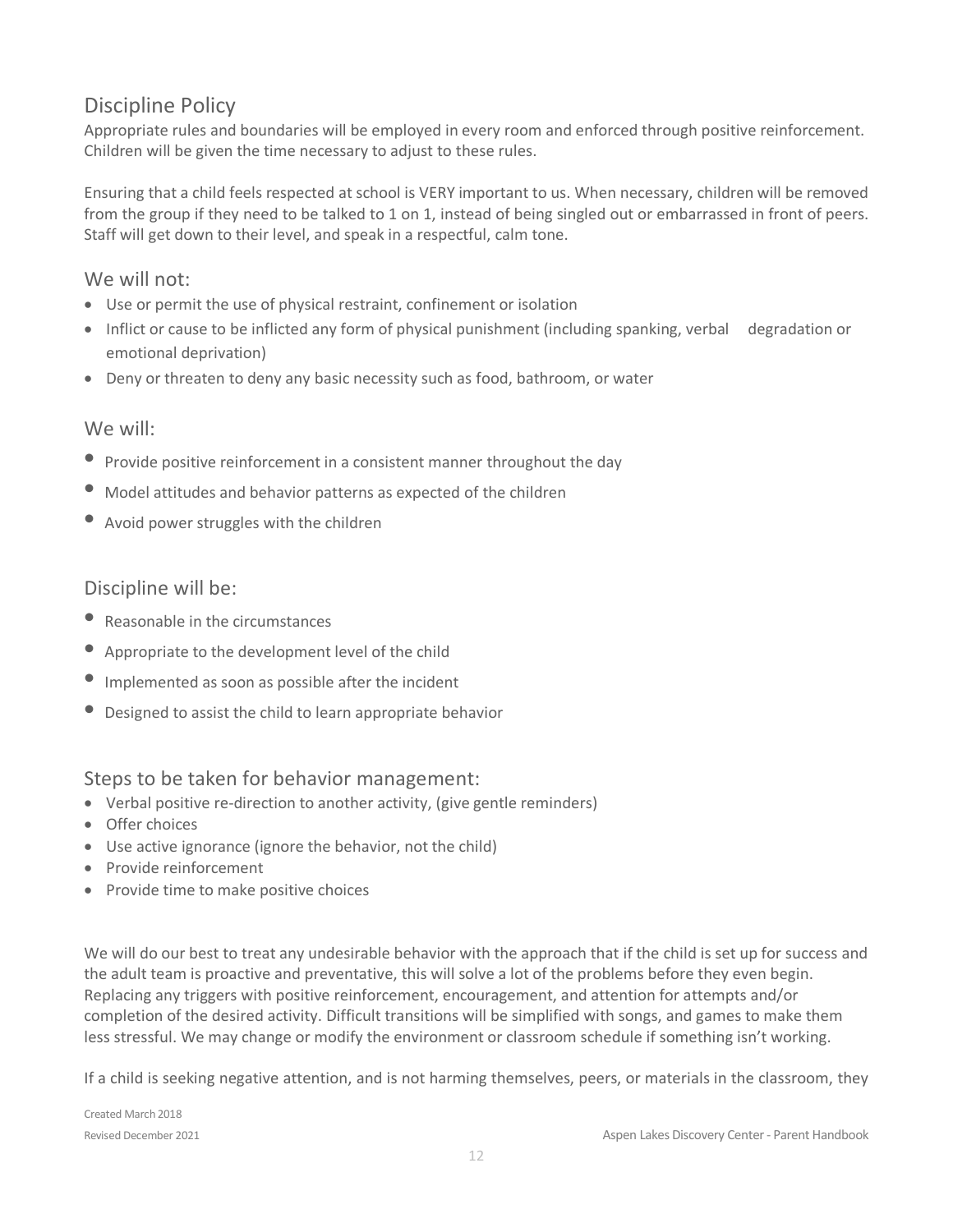## Discipline Policy

Appropriate rules and boundaries will be employed in every room and enforced through positive reinforcement. Children will be given the time necessary to adjust to these rules.

Ensuring that a child feels respected at school is VERY important to us. When necessary, children will be removed from the group if they need to be talked to 1 on 1, instead of being singled out or embarrassed in front of peers. Staff will get down to their level, and speak in a respectful, calm tone.

### We will not:

- Use or permit the use of physical restraint, confinement or isolation
- Inflict or cause to be inflicted any form of physical punishment (including spanking, verbal degradation or emotional deprivation)
- Deny or threaten to deny any basic necessity such as food, bathroom, or water

### We will:

- Provide positive reinforcement in a consistent manner throughout the day
- Model attitudes and behavior patterns as expected of the children
- Avoid power struggles with the children

### Discipline will be:

- Reasonable in the circumstances
- Appropriate to the development level of the child
- Implemented as soon as possible after the incident
- Designed to assist the child to learn appropriate behavior

### Steps to be taken for behavior management:

- Verbal positive re-direction to another activity, (give gentle reminders)
- Offer choices
- Use active ignorance (ignore the behavior, not the child)
- Provide reinforcement
- Provide time to make positive choices

We will do our best to treat any undesirable behavior with the approach that if the child is set up for success and the adult team is proactive and preventative, this will solve a lot of the problems before they even begin. Replacing any triggers with positive reinforcement, encouragement, and attention for attempts and/or completion of the desired activity. Difficult transitions will be simplified with songs, and games to make them less stressful. We may change or modify the environment or classroom schedule if something isn't working.

If a child is seeking negative attention, and is not harming themselves, peers, or materials in the classroom, they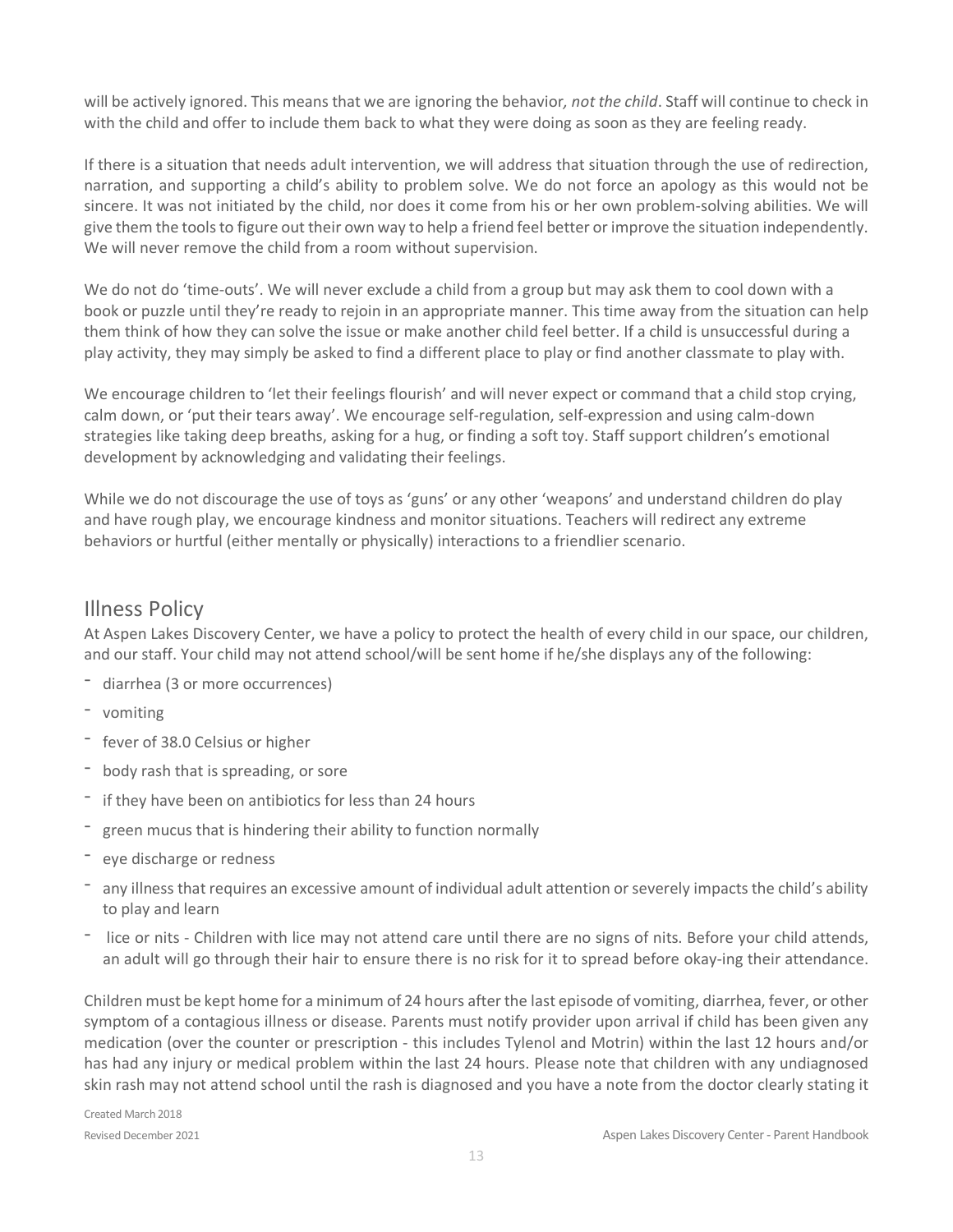will be actively ignored. This means that we are ignoring the behavior*, not the child*. Staff will continue to check in with the child and offer to include them back to what they were doing as soon as they are feeling ready.

If there is a situation that needs adult intervention, we will address that situation through the use of redirection, narration, and supporting a child's ability to problem solve. We do not force an apology as this would not be sincere. It was not initiated by the child, nor does it come from his or her own problem-solving abilities. We will give them the tools to figure out their own way to help a friend feel better or improve the situation independently. We will never remove the child from a room without supervision.

We do not do 'time-outs'. We will never exclude a child from a group but may ask them to cool down with a book or puzzle until they're ready to rejoin in an appropriate manner. This time away from the situation can help them think of how they can solve the issue or make another child feel better. If a child is unsuccessful during a play activity, they may simply be asked to find a different place to play or find another classmate to play with.

We encourage children to 'let their feelings flourish' and will never expect or command that a child stop crying, calm down, or 'put their tears away'. We encourage self-regulation, self-expression and using calm-down strategies like taking deep breaths, asking for a hug, or finding a soft toy. Staff support children's emotional development by acknowledging and validating their feelings.

While we do not discourage the use of toys as 'guns' or any other 'weapons' and understand children do play and have rough play, we encourage kindness and monitor situations. Teachers will redirect any extreme behaviors or hurtful (either mentally or physically) interactions to a friendlier scenario.

## Illness Policy

At Aspen Lakes Discovery Center, we have a policy to protect the health of every child in our space, our children, and our staff. Your child may not attend school/will be sent home if he/she displays any of the following:

- diarrhea (3 or more occurrences)
- vomiting
- fever of 38.0 Celsius or higher
- body rash that is spreading, or sore
- if they have been on antibiotics for less than 24 hours
- green mucus that is hindering their ability to function normally
- eye discharge or redness
- any illness that requires an excessive amount of individual adult attention or severely impacts the child's ability to play and learn
- lice or nits - Children with lice may not attend care until there are no signs of nits. Before your child attends, an adult will go through their hair to ensure there is no risk for it to spread before okay-ing their attendance.

Children must be kept home for a minimum of 24 hours after the last episode of vomiting, diarrhea, fever, or other symptom of a contagious illness or disease. Parents must notify provider upon arrival if child has been given any medication (over the counter or prescription - this includes Tylenol and Motrin) within the last 12 hours and/or has had any injury or medical problem within the last 24 hours. Please note that children with any undiagnosed skin rash may not attend school until the rash is diagnosed and you have a note from the doctor clearly stating it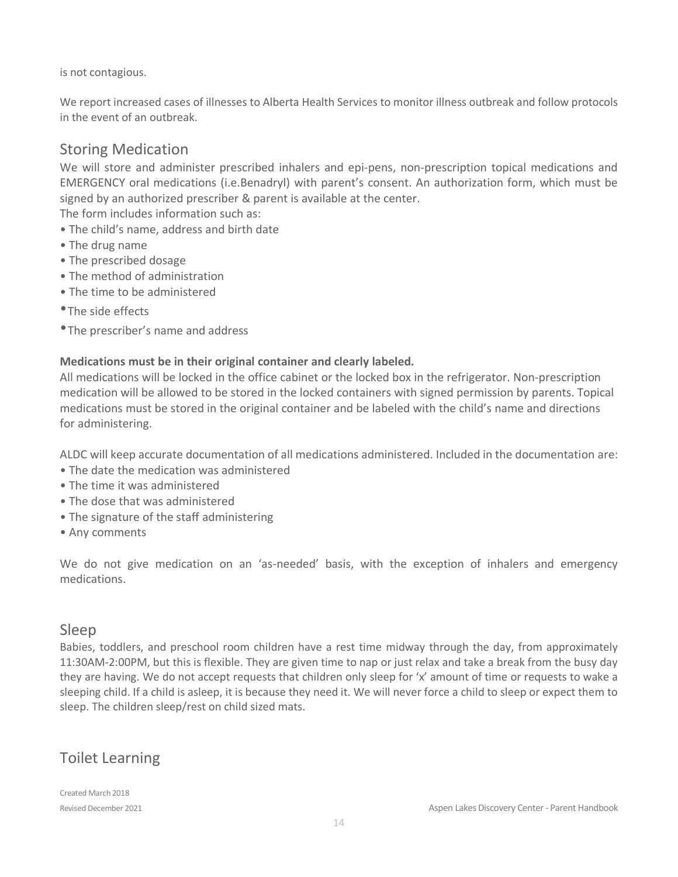is not contagious.

We report increased cases of illnesses to Alberta Health Services to monitor illness outbreak and follow protocols in the event of an outbreak.

## Storing Medication

We will store and administer prescribed inhalers and epi-pens, non-prescription topical medications and EMERGENCY oral medications (i.e.Benadryl) with parent's consent. An authorization form, which must be signed by an authorized prescriber & parent is available at the center.

The form includes information such as:

- The child's name, address and birth date
- The drug name
- The prescribed dosage
- The method of administration
- The time to be administered
- The side effects
- The prescriber's name and address

**Medications must be in their original container and clearly labeled.**

All medications will be locked in the office cabinet or the locked box in the refrigerator. Non-prescription medication will be allowed to be stored in the locked containers with signed permission by parents. Topical medications must be stored in the original container and be labeled with the child's name and directions for administering.

ALDC will keep accurate documentation of all medications administered. Included in the documentation are:

- The date the medication was administered
- The time it was administered
- The dose that was administered
- The signature of the staff administering
- Any comments

We do not give medication on an 'as-needed' basis, with the exception of inhalers and emergency medications.

## Sleep

Babies, toddlers, and preschool room children have a rest time midway through the day, from approximately 11:30AM-2:00PM, but this is flexible. They are given time to nap or just relax and take a break from the busy day they are having. We do not accept requests that children only sleep for 'x' amount of time or requests to wake a sleeping child. If a child is asleep, it is because they need it. We will never force a child to sleep or expect them to sleep. The children sleep/rest on child sized mats.

## Toilet Learning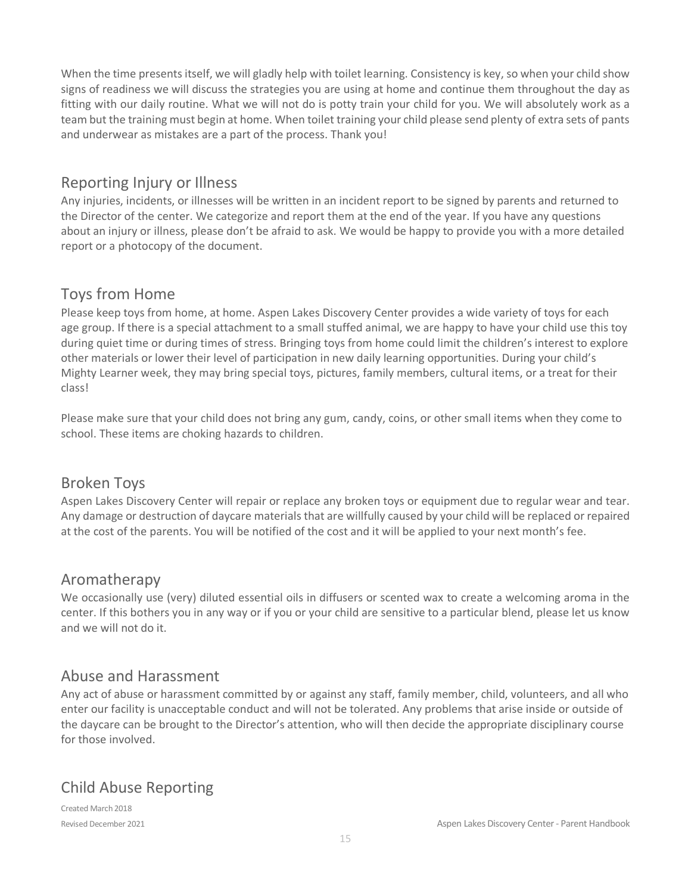When the time presents itself, we will gladly help with toilet learning. Consistency is key, so when your child show signs of readiness we will discuss the strategies you are using at home and continue them throughout the day as fitting with our daily routine. What we will not do is potty train your child for you. We will absolutely work as a team but the training must begin at home. When toilet training your child please send plenty of extra sets of pants and underwear as mistakes are a part of the process. Thank you!

## Reporting Injury or Illness

Any injuries, incidents, or illnesses will be written in an incident report to be signed by parents and returned to the Director of the center. We categorize and report them at the end of the year. If you have any questions about an injury or illness, please don't be afraid to ask. We would be happy to provide you with a more detailed report or a photocopy of the document.

## Toys from Home

Please keep toys from home, at home. Aspen Lakes Discovery Center provides a wide variety of toys for each age group. If there is a special attachment to a small stuffed animal, we are happy to have your child use this toy during quiet time or during times of stress. Bringing toys from home could limit the children's interest to explore other materials or lower their level of participation in new daily learning opportunities. During your child's Mighty Learner week, they may bring special toys, pictures, family members, cultural items, or a treat for their class!

Please make sure that your child does not bring any gum, candy, coins, or other small items when they come to school. These items are choking hazards to children.

## Broken Toys

Aspen Lakes Discovery Center will repair or replace any broken toys or equipment due to regular wear and tear. Any damage or destruction of daycare materials that are willfully caused by your child will be replaced or repaired at the cost of the parents. You will be notified of the cost and it will be applied to your next month's fee.

## Aromatherapy

We occasionally use (very) diluted essential oils in diffusers or scented wax to create a welcoming aroma in the center. If this bothers you in any way or if you or your child are sensitive to a particular blend, please let us know and we will not do it.

## Abuse and Harassment

Any act of abuse or harassment committed by or against any staff, family member, child, volunteers, and all who enter our facility is unacceptable conduct and will not be tolerated. Any problems that arise inside or outside of the daycare can be brought to the Director's attention, who will then decide the appropriate disciplinary course for those involved.

## Child Abuse Reporting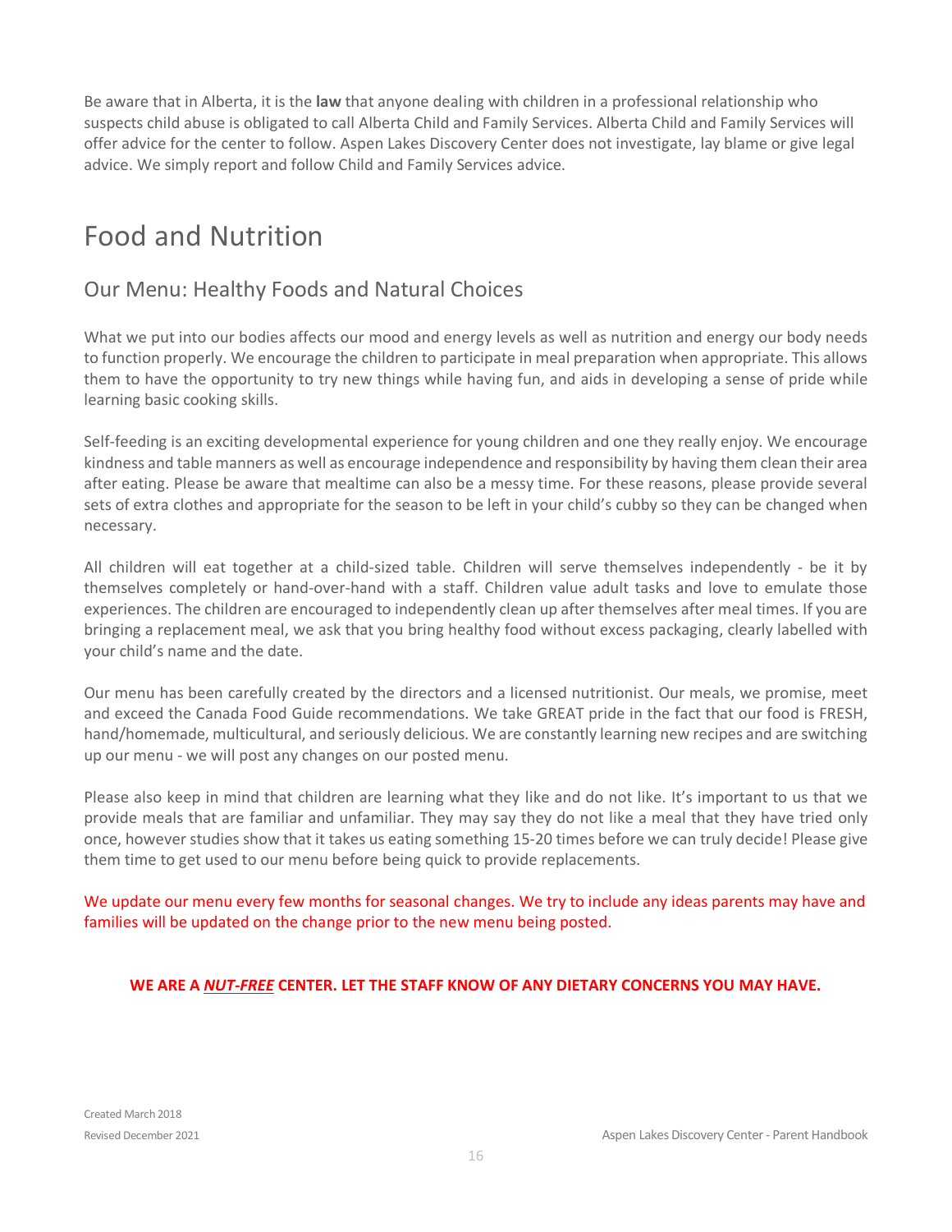Be aware that in Alberta, it is the **law** that anyone dealing with children in a professional relationship who suspects child abuse is obligated to call Alberta Child and Family Services. Alberta Child and Family Services will offer advice for the center to follow. Aspen Lakes Discovery Center does not investigate, lay blame or give legal advice. We simply report and follow Child and Family Services advice.

# Food and Nutrition

## Our Menu: Healthy Foods and Natural Choices

What we put into our bodies affects our mood and energy levels as well as nutrition and energy our body needs to function properly. We encourage the children to participate in meal preparation when appropriate. This allows them to have the opportunity to try new things while having fun, and aids in developing a sense of pride while learning basic cooking skills.

Self-feeding is an exciting developmental experience for young children and one they really enjoy. We encourage kindness and table manners as well as encourage independence and responsibility by having them clean their area after eating. Please be aware that mealtime can also be a messy time. For these reasons, please provide several sets of extra clothes and appropriate for the season to be left in your child's cubby so they can be changed when necessary.

All children will eat together at a child-sized table. Children will serve themselves independently - be it by themselves completely or hand-over-hand with a staff. Children value adult tasks and love to emulate those experiences. The children are encouraged to independently clean up after themselves after meal times. If you are bringing a replacement meal, we ask that you bring healthy food without excess packaging, clearly labelled with your child's name and the date.

Our menu has been carefully created by the directors and a licensed nutritionist. Our meals, we promise, meet and exceed the Canada Food Guide recommendations. We take GREAT pride in the fact that our food is FRESH, hand/homemade, multicultural, and seriously delicious. We are constantly learning new recipes and are switching up our menu - we will post any changes on our posted menu.

Please also keep in mind that children are learning what they like and do not like. It's important to us that we provide meals that are familiar and unfamiliar. They may say they do not like a meal that they have tried only once, however studies show that it takes us eating something 15-20 times before we can truly decide! Please give them time to get used to our menu before being quick to provide replacements.

We update our menu every few months for seasonal changes. We try to include any ideas parents may have and families will be updated on the change prior to the new menu being posted.

**WE ARE A _NUT-FREE_ CENTER. LET THE STAFF KNOW OF ANY DIETARY CONCERNS YOU MAY HAVE.**